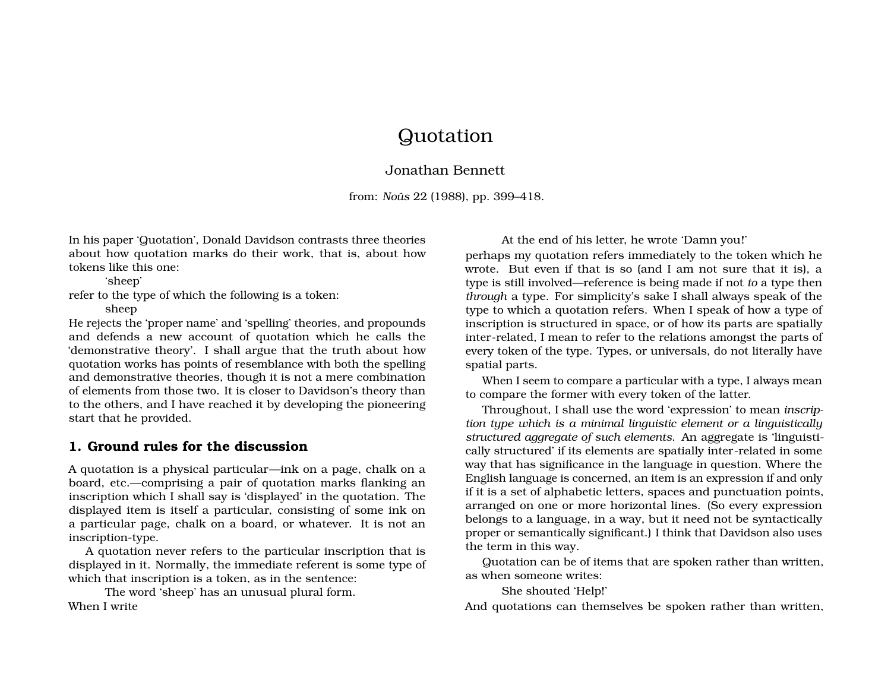# Quotation

Jonathan Bennett

from: *Noûs* 22 (1988), pp. 399–418.

In his paper 'Quotation', Donald Davidson contrasts three theories about how quotation marks do their work, that is, about how tokens like this one:

'sheep'

refer to the type of which the following is a token:

sheep

He rejects the 'proper name' and 'spelling' theories, and propounds and defends a new account of quotation which he calls the 'demonstrative theory'. I shall argue that the truth about how quotation works has points of resemblance with both the spelling and demonstrative theories, though it is not a mere combination of elements from those two. It is closer to Davidson's theory than to the others, and I have reached it by developing the pioneering start that he provided.

## 1. Ground rules for the discussion

A quotation is a physical particular—ink on a page, chalk on a board, etc.—comprising a pair of quotation marks flanking an inscription which I shall say is 'displayed' in the quotation. The displayed item is itself a particular, consisting of some ink on a particular page, chalk on a board, or whatever. It is not an inscription-type.

A quotation never refers to the particular inscription that is displayed in it. Normally, the immediate referent is some type of which that inscription is a token, as in the sentence:

The word 'sheep' has an unusual plural form.

When I write

At the end of his letter, he wrote 'Damn you!'

perhaps my quotation refers immediately to the token which he wrote. But even if that is so (and I am not sure that it is), a type is still involved—reference is being made if not *to* a type then *through* a type. For simplicity's sake I shall always speak of the type to which a quotation refers. When I speak of how a type of inscription is structured in space, or of how its parts are spatially inter-related, I mean to refer to the relations amongst the parts of every token of the type. Types, or universals, do not literally have spatial parts.

When I seem to compare a particular with a type, I always mean to compare the former with every token of the latter.

Throughout, I shall use the word 'expression' to mean *inscription type which is a minimal linguistic element or a linguistically structured aggregate of such elements.* An aggregate is 'linguistically structured' if its elements are spatially inter-related in some way that has significance in the language in question. Where the English language is concerned, an item is an expression if and only if it is a set of alphabetic letters, spaces and punctuation points, arranged on one or more horizontal lines. (So every expression belongs to a language, in a way, but it need not be syntactically proper or semantically significant.) I think that Davidson also uses the term in this way.

Quotation can be of items that are spoken rather than written, as when someone writes:

She shouted 'Help!'

And quotations can themselves be spoken rather than written,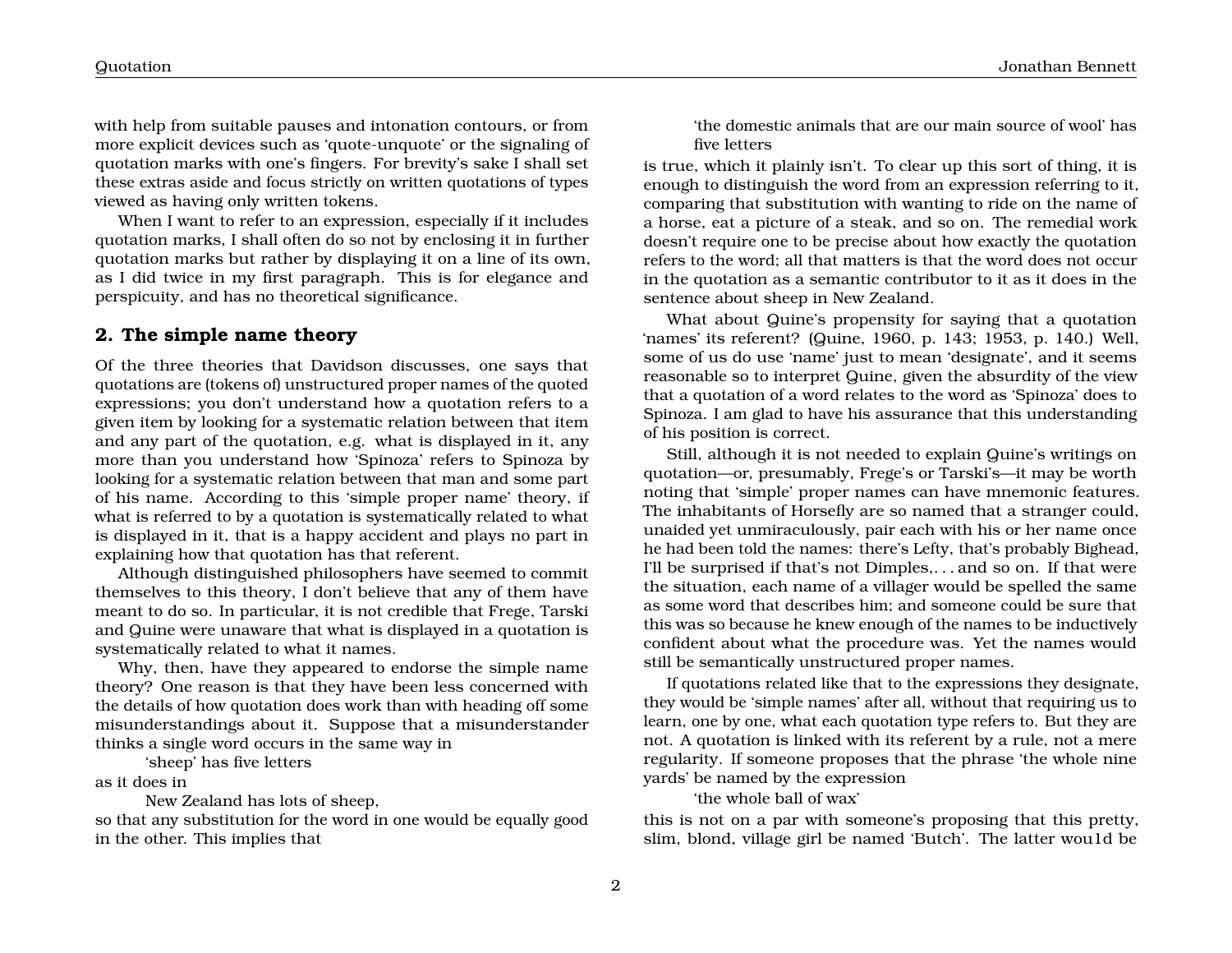with help from suitable pauses and intonation contours, or from more explicit devices such as 'quote-unquote' or the signaling of quotation marks with one's fingers. For brevity's sake I shall set these extras aside and focus strictly on written quotations of types viewed as having only written tokens.

When I want to refer to an expression, especially if it includes quotation marks, I shall often do so not by enclosing it in further quotation marks but rather by displaying it on a line of its own, as I did twice in my first paragraph. This is for elegance and perspicuity, and has no theoretical significance.

## 2. The simple name theory

Of the three theories that Davidson discusses, one says that quotations are (tokens of) unstructured proper names of the quoted expressions; you don't understand how a quotation refers to a given item by looking for a systematic relation between that item and any part of the quotation, e.g. what is displayed in it, any more than you understand how 'Spinoza' refers to Spinoza by looking for a systematic relation between that man and some part of his name. According to this 'simple proper name' theory, if what is referred to by a quotation is systematically related to what is displayed in it, that is a happy accident and plays no part in explaining how that quotation has that referent.

Although distinguished philosophers have seemed to commit themselves to this theory, I don't believe that any of them have meant to do so. In particular, it is not credible that Frege, Tarski and Quine were unaware that what is displayed in a quotation is systematically related to what it names.

Why, then, have they appeared to endorse the simple name theory? One reason is that they have been less concerned with the details of how quotation does work than with heading off some misunderstandings about it. Suppose that a misunderstander thinks a single word occurs in the same way in

> 'sheep' has five letters

as it does in

> New Zealand has lots of sheep,

so that any substitution for the word in one would be equally good in the other. This implies that

> 'the domestic animals that are our main source of wool' has five letters

is true, which it plainly isn't. To clear up this sort of thing, it is enough to distinguish the word from an expression referring to it, comparing that substitution with wanting to ride on the name of a horse, eat a picture of a steak, and so on. The remedial work doesn't require one to be precise about how exactly the quotation refers to the word; all that matters is that the word does not occur in the quotation as a semantic contributor to it as it does in the sentence about sheep in New Zealand.

What about Quine's propensity for saying that a quotation 'names' its referent? (Quine, 1960, p. 143; 1953, p. 140.) Well, some of us do use 'name' just to mean 'designate', and it seems reasonable so to interpret Quine, given the absurdity of the view that a quotation of a word relates to the word as 'Spinoza' does to Spinoza. I am glad to have his assurance that this understanding of his position is correct.

Still, although it is not needed to explain Quine's writings on quotation—or, presumably, Frege's or Tarski's—it may be worth noting that 'simple' proper names can have mnemonic features. The inhabitants of Horsefly are so named that a stranger could, unaided yet unmiraculously, pair each with his or her name once he had been told the names: there's Lefty, that's probably Bighead, I'll be surprised if that's not Dimples,. . . and so on. If that were the situation, each name of a villager would be spelled the same as some word that describes him; and someone could be sure that this was so because he knew enough of the names to be inductively confident about what the procedure was. Yet the names would still be semantically unstructured proper names.

If quotations related like that to the expressions they designate, they would be 'simple names' after all, without that requiring us to learn, one by one, what each quotation type refers to. But they are not. A quotation is linked with its referent by a rule, not a mere regularity. If someone proposes that the phrase 'the whole nine yards' be named by the expression

> 'the whole ball of wax'

this is not on a par with someone's proposing that this pretty, slim, blond, village girl be named 'Butch'. The latter wou1d be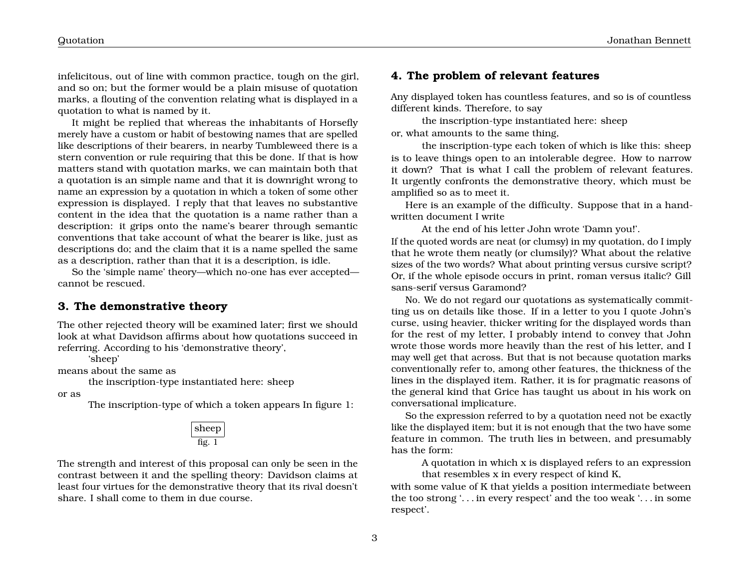infelicitous, out of line with common practice, tough on the girl, and so on; but the former would be a plain misuse of quotation marks, a flouting of the convention relating what is displayed in a quotation to what is named by it.

It might be replied that whereas the inhabitants of Horsefly merely have a custom or habit of bestowing names that are spelled like descriptions of their bearers, in nearby Tumbleweed there is a stern convention or rule requiring that this be done. If that is how matters stand with quotation marks, we can maintain both that a quotation is an simple name and that it is downright wrong to name an expression by a quotation in which a token of some other expression is displayed. I reply that that leaves no substantive content in the idea that the quotation is a name rather than a description: it grips onto the name's bearer through semantic conventions that take account of what the bearer is like, just as descriptions do; and the claim that it is a name spelled the same as a description, rather than that it is a description, is idle.

So the 'simple name' theory—which no-one has ever accepted—cannot be rescued.

## 3. The demonstrative theory

The other rejected theory will be examined later; first we should look at what Davidson affirms about how quotations succeed in referring. According to his 'demonstrative theory',

> 'sheep'

means about the same as

> the inscription-type instantiated here: sheep

or as

> The inscription-type of which a token appears In figure 1:

sheep

fig. 1

The strength and interest of this proposal can only be seen in the contrast between it and the spelling theory: Davidson claims at least four virtues for the demonstrative theory that its rival doesn't share. I shall come to them in due course.

## 4. The problem of relevant features

Any displayed token has countless features, and so is of countless different kinds. Therefore, to say

> the inscription-type instantiated here: sheep

or, what amounts to the same thing,

> the inscription-type each token of which is like this: sheep

is to leave things open to an intolerable degree. How to narrow it down? That is what I call the problem of relevant features. It urgently confronts the demonstrative theory, which must be amplified so as to meet it.

Here is an example of the difficulty. Suppose that in a handwritten document I write

> At the end of his letter John wrote 'Damn you!'.

If the quoted words are neat (or clumsy) in my quotation, do I imply that he wrote them neatly (or clumsily)? What about the relative sizes of the two words? What about printing versus cursive script? Or, if the whole episode occurs in print, roman versus italic? Gill sans-serif versus Garamond?

No. We do not regard our quotations as systematically committing us on details like those. If in a letter to you I quote John's curse, using heavier, thicker writing for the displayed words than for the rest of my letter, I probably intend to convey that John wrote those words more heavily than the rest of his letter, and I may well get that across. But that is not because quotation marks conventionally refer to, among other features, the thickness of the lines in the displayed item. Rather, it is for pragmatic reasons of the general kind that Grice has taught us about in his work on conversational implicature.

So the expression referred to by a quotation need not be exactly like the displayed item; but it is not enough that the two have some feature in common. The truth lies in between, and presumably has the form:

> A quotation in which x is displayed refers to an expression that resembles x in every respect of kind K,

with some value of K that yields a position intermediate between the too strong '. . . in every respect' and the too weak '. . . in some respect'.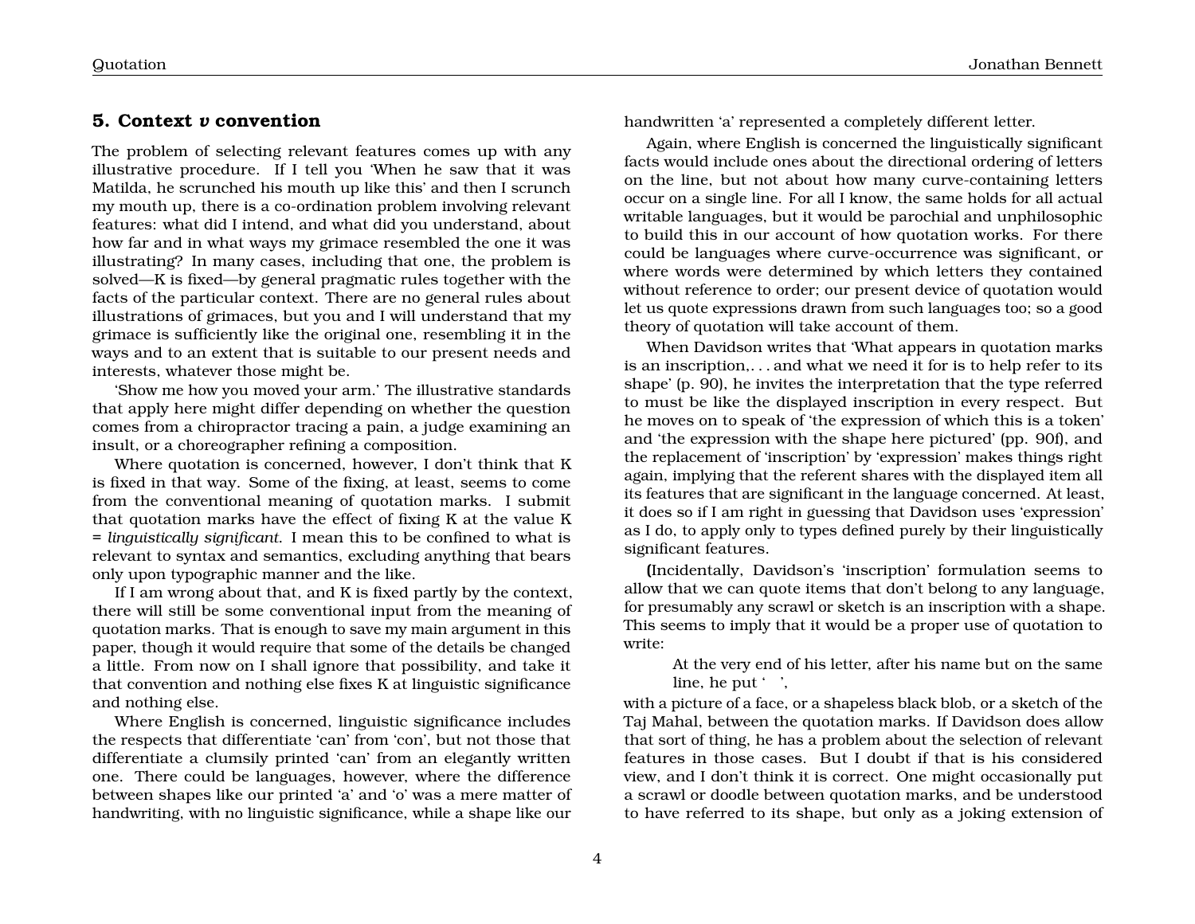## 5. Context *v* convention

The problem of selecting relevant features comes up with any illustrative procedure. If I tell you 'When he saw that it was Matilda, he scrunched his mouth up like this' and then I scrunch my mouth up, there is a co-ordination problem involving relevant features: what did I intend, and what did you understand, about how far and in what ways my grimace resembled the one it was illustrating? In many cases, including that one, the problem is solved—K is fixed—by general pragmatic rules together with the facts of the particular context. There are no general rules about illustrations of grimaces, but you and I will understand that my grimace is sufficiently like the original one, resembling it in the ways and to an extent that is suitable to our present needs and interests, whatever those might be.

'Show me how you moved your arm.' The illustrative standards that apply here might differ depending on whether the question comes from a chiropractor tracing a pain, a judge examining an insult, or a choreographer refining a composition.

Where quotation is concerned, however, I don't think that K is fixed in that way. Some of the fixing, at least, seems to come from the conventional meaning of quotation marks. I submit that quotation marks have the effect of fixing K at the value K = *linguistically significant*. I mean this to be confined to what is relevant to syntax and semantics, excluding anything that bears only upon typographic manner and the like.

If I am wrong about that, and K is fixed partly by the context, there will still be some conventional input from the meaning of quotation marks. That is enough to save my main argument in this paper, though it would require that some of the details be changed a little. From now on I shall ignore that possibility, and take it that convention and nothing else fixes K at linguistic significance and nothing else.

Where English is concerned, linguistic significance includes the respects that differentiate 'can' from 'con', but not those that differentiate a clumsily printed 'can' from an elegantly written one. There could be languages, however, where the difference between shapes like our printed 'a' and 'o' was a mere matter of handwriting, with no linguistic significance, while a shape like our handwritten 'a' represented a completely different letter.

Again, where English is concerned the linguistically significant facts would include ones about the directional ordering of letters on the line, but not about how many curve-containing letters occur on a single line. For all I know, the same holds for all actual writable languages, but it would be parochial and unphilosophic to build this in our account of how quotation works. For there could be languages where curve-occurrence was significant, or where words were determined by which letters they contained without reference to order; our present device of quotation would let us quote expressions drawn from such languages too; so a good theory of quotation will take account of them.

When Davidson writes that 'What appears in quotation marks is an inscription,. . . and what we need it for is to help refer to its shape' (p. 90), he invites the interpretation that the type referred to must be like the displayed inscription in every respect. But he moves on to speak of 'the expression of which this is a token' and 'the expression with the shape here pictured' (pp. 90f), and the replacement of 'inscription' by 'expression' makes things right again, implying that the referent shares with the displayed item all its features that are significant in the language concerned. At least, it does so if I am right in guessing that Davidson uses 'expression' as I do, to apply only to types defined purely by their linguistically significant features.

**(**Incidentally, Davidson's 'inscription' formulation seems to allow that we can quote items that don't belong to any language, for presumably any scrawl or sketch is an inscription with a shape. This seems to imply that it would be a proper use of quotation to write:

> At the very end of his letter, after his name but on the same line, he put '   ',

with a picture of a face, or a shapeless black blob, or a sketch of the Taj Mahal, between the quotation marks. If Davidson does allow that sort of thing, he has a problem about the selection of relevant features in those cases. But I doubt if that is his considered view, and I don't think it is correct. One might occasionally put a scrawl or doodle between quotation marks, and be understood to have referred to its shape, but only as a joking extension of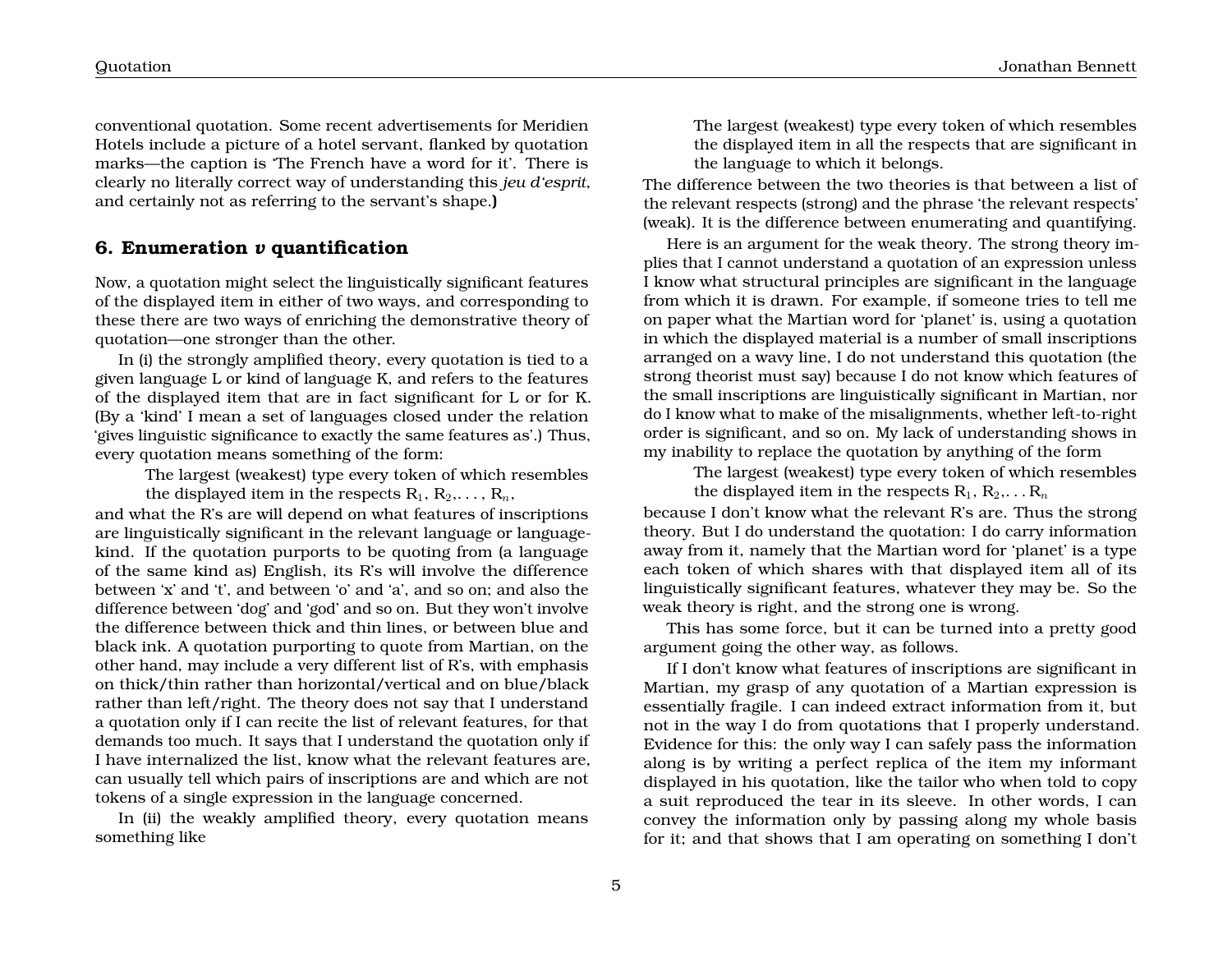conventional quotation. Some recent advertisements for Meridien Hotels include a picture of a hotel servant, flanked by quotation marks—the caption is 'The French have a word for it'. There is clearly no literally correct way of understanding this *jeu d'esprit*, and certainly not as referring to the servant's shape.**)**

## 6. Enumeration *v* quantification

Now, a quotation might select the linguistically significant features of the displayed item in either of two ways, and corresponding to these there are two ways of enriching the demonstrative theory of quotation—one stronger than the other.

In (i) the strongly amplified theory, every quotation is tied to a given language L or kind of language K, and refers to the features of the displayed item that are in fact significant for L or for K. (By a 'kind' I mean a set of languages closed under the relation 'gives linguistic significance to exactly the same features as'.) Thus, every quotation means something of the form:

> The largest (weakest) type every token of which resembles the displayed item in the respects $R_1$, $R_2$,. . . , $R_n$,

and what the R's are will depend on what features of inscriptions are linguistically significant in the relevant language or language-kind. If the quotation purports to be quoting from (a language of the same kind as) English, its R's will involve the difference between 'x' and 't', and between 'o' and 'a', and so on; and also the difference between 'dog' and 'god' and so on. But they won't involve the difference between thick and thin lines, or between blue and black ink. A quotation purporting to quote from Martian, on the other hand, may include a very different list of R's, with emphasis on thick/thin rather than horizontal/vertical and on blue/black rather than left/right. The theory does not say that I understand a quotation only if I can recite the list of relevant features, for that demands too much. It says that I understand the quotation only if I have internalized the list, know what the relevant features are, can usually tell which pairs of inscriptions are and which are not tokens of a single expression in the language concerned.

In (ii) the weakly amplified theory, every quotation means something like

> The largest (weakest) type every token of which resembles the displayed item in all the respects that are significant in the language to which it belongs.

The difference between the two theories is that between a list of the relevant respects (strong) and the phrase 'the relevant respects' (weak). It is the difference between enumerating and quantifying.

Here is an argument for the weak theory. The strong theory implies that I cannot understand a quotation of an expression unless I know what structural principles are significant in the language from which it is drawn. For example, if someone tries to tell me on paper what the Martian word for 'planet' is, using a quotation in which the displayed material is a number of small inscriptions arranged on a wavy line, I do not understand this quotation (the strong theorist must say) because I do not know which features of the small inscriptions are linguistically significant in Martian, nor do I know what to make of the misalignments, whether left-to-right order is significant, and so on. My lack of understanding shows in my inability to replace the quotation by anything of the form

> The largest (weakest) type every token of which resembles the displayed item in the respects $R_1$, $R_2$,. . . $R_n$

because I don't know what the relevant R's are. Thus the strong theory. But I do understand the quotation: I do carry information away from it, namely that the Martian word for 'planet' is a type each token of which shares with that displayed item all of its linguistically significant features, whatever they may be. So the weak theory is right, and the strong one is wrong.

This has some force, but it can be turned into a pretty good argument going the other way, as follows.

If I don't know what features of inscriptions are significant in Martian, my grasp of any quotation of a Martian expression is essentially fragile. I can indeed extract information from it, but not in the way I do from quotations that I properly understand. Evidence for this: the only way I can safely pass the information along is by writing a perfect replica of the item my informant displayed in his quotation, like the tailor who when told to copy a suit reproduced the tear in its sleeve. In other words, I can convey the information only by passing along my whole basis for it; and that shows that I am operating on something I don't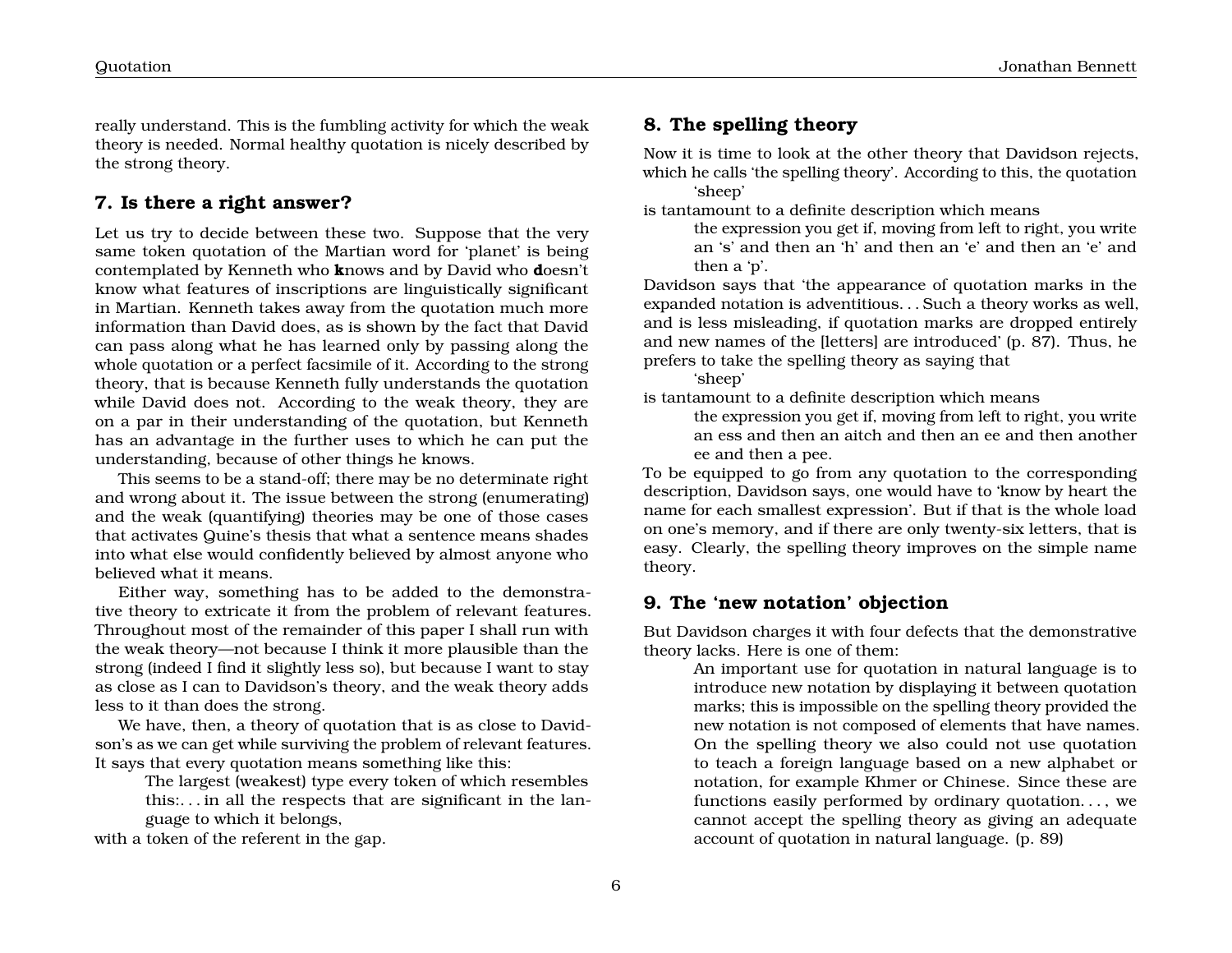really understand. This is the fumbling activity for which the weak theory is needed. Normal healthy quotation is nicely described by the strong theory.

## 7. Is there a right answer?

Let us try to decide between these two. Suppose that the very same token quotation of the Martian word for 'planet' is being contemplated by Kenneth who **k**nows and by David who **d**oesn't know what features of inscriptions are linguistically significant in Martian. Kenneth takes away from the quotation much more information than David does, as is shown by the fact that David can pass along what he has learned only by passing along the whole quotation or a perfect facsimile of it. According to the strong theory, that is because Kenneth fully understands the quotation while David does not. According to the weak theory, they are on a par in their understanding of the quotation, but Kenneth has an advantage in the further uses to which he can put the understanding, because of other things he knows.

This seems to be a stand-off; there may be no determinate right and wrong about it. The issue between the strong (enumerating) and the weak (quantifying) theories may be one of those cases that activates Quine's thesis that what a sentence means shades into what else would confidently believed by almost anyone who believed what it means.

Either way, something has to be added to the demonstrative theory to extricate it from the problem of relevant features. Throughout most of the remainder of this paper I shall run with the weak theory—not because I think it more plausible than the strong (indeed I find it slightly less so), but because I want to stay as close as I can to Davidson's theory, and the weak theory adds less to it than does the strong.

We have, then, a theory of quotation that is as close to Davidson's as we can get while surviving the problem of relevant features. It says that every quotation means something like this:

> The largest (weakest) type every token of which resembles this:. . . in all the respects that are significant in the language to which it belongs,

with a token of the referent in the gap.

## 8. The spelling theory

Now it is time to look at the other theory that Davidson rejects, which he calls 'the spelling theory'. According to this, the quotation

> 'sheep'

is tantamount to a definite description which means

> the expression you get if, moving from left to right, you write an 's' and then an 'h' and then an 'e' and then an 'e' and then a 'p'.

Davidson says that 'the appearance of quotation marks in the expanded notation is adventitious. . . Such a theory works as well, and is less misleading, if quotation marks are dropped entirely and new names of the [letters] are introduced' (p. 87). Thus, he prefers to take the spelling theory as saying that

> 'sheep'

is tantamount to a definite description which means

> the expression you get if, moving from left to right, you write an ess and then an aitch and then an ee and then another ee and then a pee.

To be equipped to go from any quotation to the corresponding description, Davidson says, one would have to 'know by heart the name for each smallest expression'. But if that is the whole load on one's memory, and if there are only twenty-six letters, that is easy. Clearly, the spelling theory improves on the simple name theory.

## 9. The 'new notation' objection

But Davidson charges it with four defects that the demonstrative theory lacks. Here is one of them:

> An important use for quotation in natural language is to introduce new notation by displaying it between quotation marks; this is impossible on the spelling theory provided the new notation is not composed of elements that have names. On the spelling theory we also could not use quotation to teach a foreign language based on a new alphabet or notation, for example Khmer or Chinese. Since these are functions easily performed by ordinary quotation. . . , we cannot accept the spelling theory as giving an adequate account of quotation in natural language. (p. 89)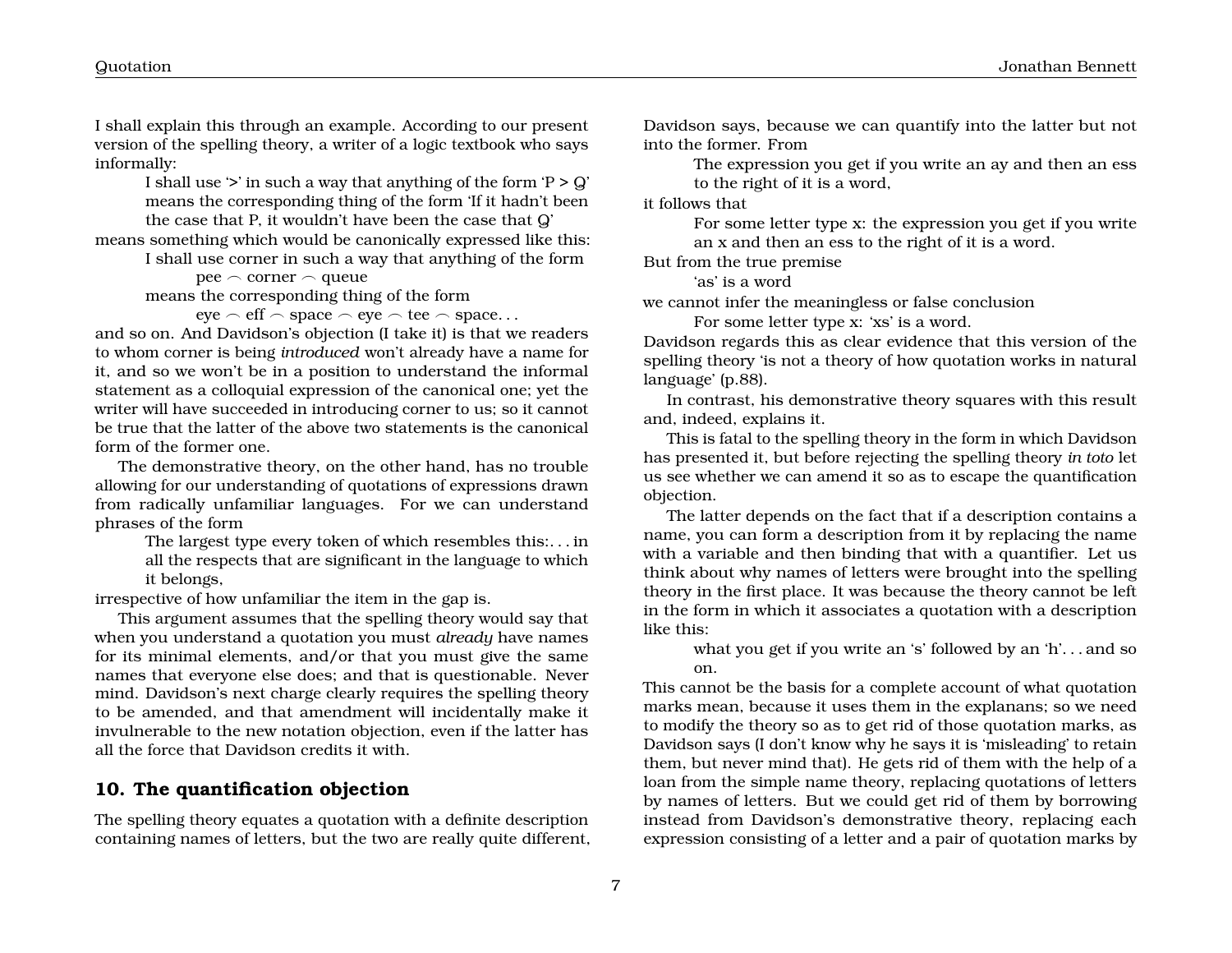I shall explain this through an example. According to our present version of the spelling theory, a writer of a logic textbook who says informally:

> I shall use '>' in such a way that anything of the form 'P > Q' means the corresponding thing of the form 'If it hadn't been the case that P, it wouldn't have been the case that Q'

means something which would be canonically expressed like this:

> I shall use corner in such a way that anything of the form
>
> pee ⌢ corner ⌢ queue
>
> means the corresponding thing of the form
>
> eye ⌢ eff ⌢ space ⌢ eye ⌢ tee ⌢ space. . .

and so on. And Davidson's objection (I take it) is that we readers to whom corner is being *introduced* won't already have a name for it, and so we won't be in a position to understand the informal statement as a colloquial expression of the canonical one; yet the writer will have succeeded in introducing corner to us; so it cannot be true that the latter of the above two statements is the canonical form of the former one.

The demonstrative theory, on the other hand, has no trouble allowing for our understanding of quotations of expressions drawn from radically unfamiliar languages. For we can understand phrases of the form

> The largest type every token of which resembles this:. . . in all the respects that are significant in the language to which it belongs,

irrespective of how unfamiliar the item in the gap is.

This argument assumes that the spelling theory would say that when you understand a quotation you must *already* have names for its minimal elements, and/or that you must give the same names that everyone else does; and that is questionable. Never mind. Davidson's next charge clearly requires the spelling theory to be amended, and that amendment will incidentally make it invulnerable to the new notation objection, even if the latter has all the force that Davidson credits it with.

## 10. The quantification objection

The spelling theory equates a quotation with a definite description containing names of letters, but the two are really quite different, Davidson says, because we can quantify into the latter but not into the former. From

> The expression you get if you write an ay and then an ess to the right of it is a word,

it follows that

> For some letter type x: the expression you get if you write an x and then an ess to the right of it is a word.

But from the true premise

> 'as' is a word

we cannot infer the meaningless or false conclusion

> For some letter type x: 'xs' is a word.

Davidson regards this as clear evidence that this version of the spelling theory 'is not a theory of how quotation works in natural language' (p.88).

In contrast, his demonstrative theory squares with this result and, indeed, explains it.

This is fatal to the spelling theory in the form in which Davidson has presented it, but before rejecting the spelling theory *in toto* let us see whether we can amend it so as to escape the quantification objection.

The latter depends on the fact that if a description contains a name, you can form a description from it by replacing the name with a variable and then binding that with a quantifier. Let us think about why names of letters were brought into the spelling theory in the first place. It was because the theory cannot be left in the form in which it associates a quotation with a description like this:

> what you get if you write an 's' followed by an 'h'. . . and so on.

This cannot be the basis for a complete account of what quotation marks mean, because it uses them in the explanans; so we need to modify the theory so as to get rid of those quotation marks, as Davidson says (I don't know why he says it is 'misleading' to retain them, but never mind that). He gets rid of them with the help of a loan from the simple name theory, replacing quotations of letters by names of letters. But we could get rid of them by borrowing instead from Davidson's demonstrative theory, replacing each expression consisting of a letter and a pair of quotation marks by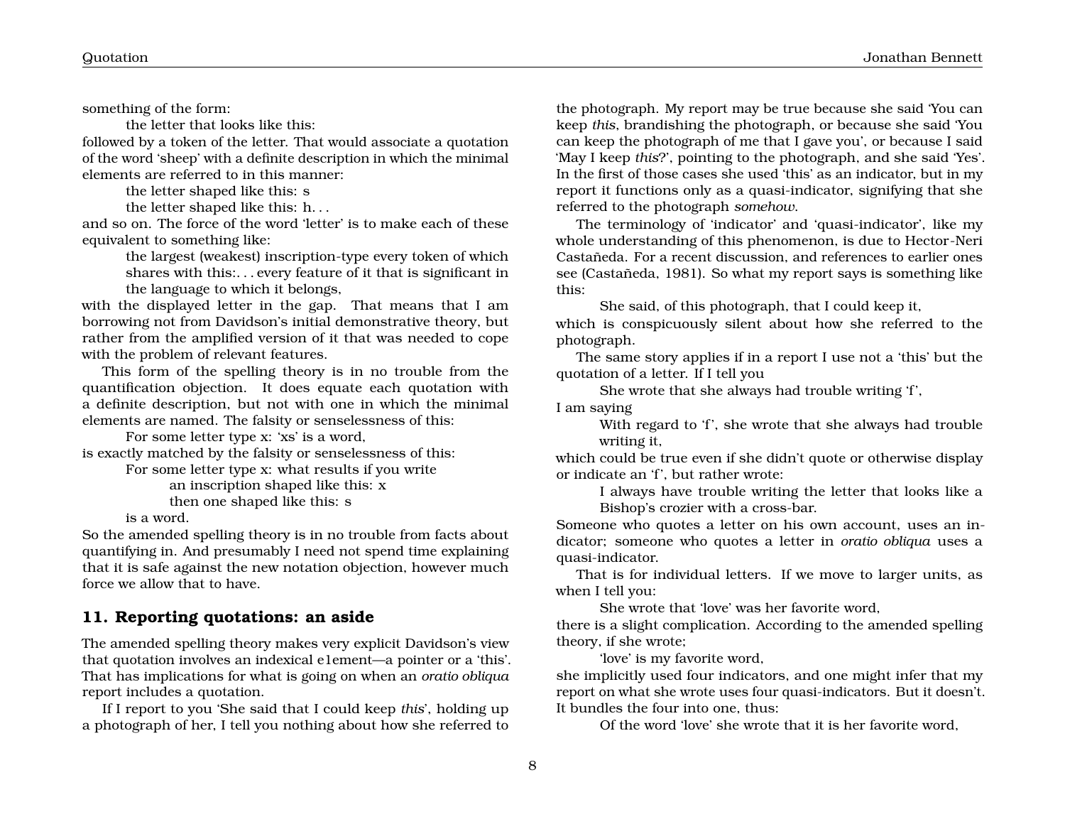something of the form:

> the letter that looks like this:

followed by a token of the letter. That would associate a quotation of the word 'sheep' with a definite description in which the minimal elements are referred to in this manner:

> the letter shaped like this: s
>
> the letter shaped like this: h. . .

and so on. The force of the word 'letter' is to make each of these equivalent to something like:

> the largest (weakest) inscription-type every token of which shares with this:. . . every feature of it that is significant in the language to which it belongs,

with the displayed letter in the gap. That means that I am borrowing not from Davidson's initial demonstrative theory, but rather from the amplified version of it that was needed to cope with the problem of relevant features.

This form of the spelling theory is in no trouble from the quantification objection. It does equate each quotation with a definite description, but not with one in which the minimal elements are named. The falsity or senselessness of this:

> For some letter type x: 'xs' is a word,

is exactly matched by the falsity or senselessness of this:

> For some letter type x: what results if you write
>
> > an inscription shaped like this: x
> >
> > then one shaped like this: s
>
> is a word.

So the amended spelling theory is in no trouble from facts about quantifying in. And presumably I need not spend time explaining that it is safe against the new notation objection, however much force we allow that to have.

## 11. Reporting quotations: an aside

The amended spelling theory makes very explicit Davidson's view that quotation involves an indexical e1ement—a pointer or a 'this'. That has implications for what is going on when an *oratio obliqua* report includes a quotation.

If I report to you 'She said that I could keep *this*', holding up a photograph of her, I tell you nothing about how she referred to the photograph. My report may be true because she said 'You can keep *this*, brandishing the photograph, or because she said 'You can keep the photograph of me that I gave you', or because I said 'May I keep *this*?', pointing to the photograph, and she said 'Yes'. In the first of those cases she used 'this' as an indicator, but in my report it functions only as a quasi-indicator, signifying that she referred to the photograph *somehow*.

The terminology of 'indicator' and 'quasi-indicator', like my whole understanding of this phenomenon, is due to Hector-Neri Castañeda. For a recent discussion, and references to earlier ones see (Castañeda, 1981). So what my report says is something like this:

> She said, of this photograph, that I could keep it,

which is conspicuously silent about how she referred to the photograph.

The same story applies if in a report I use not a 'this' but the quotation of a letter. If I tell you

> She wrote that she always had trouble writing 'f',

I am saying

> With regard to 'f', she wrote that she always had trouble writing it,

which could be true even if she didn't quote or otherwise display or indicate an 'f', but rather wrote:

> I always have trouble writing the letter that looks like a Bishop's crozier with a cross-bar.

Someone who quotes a letter on his own account, uses an indicator; someone who quotes a letter in *oratio obliqua* uses a quasi-indicator.

That is for individual letters. If we move to larger units, as when I tell you:

> She wrote that 'love' was her favorite word,

there is a slight complication. According to the amended spelling theory, if she wrote;

> 'love' is my favorite word,

she implicitly used four indicators, and one might infer that my report on what she wrote uses four quasi-indicators. But it doesn't. It bundles the four into one, thus:

> Of the word 'love' she wrote that it is her favorite word,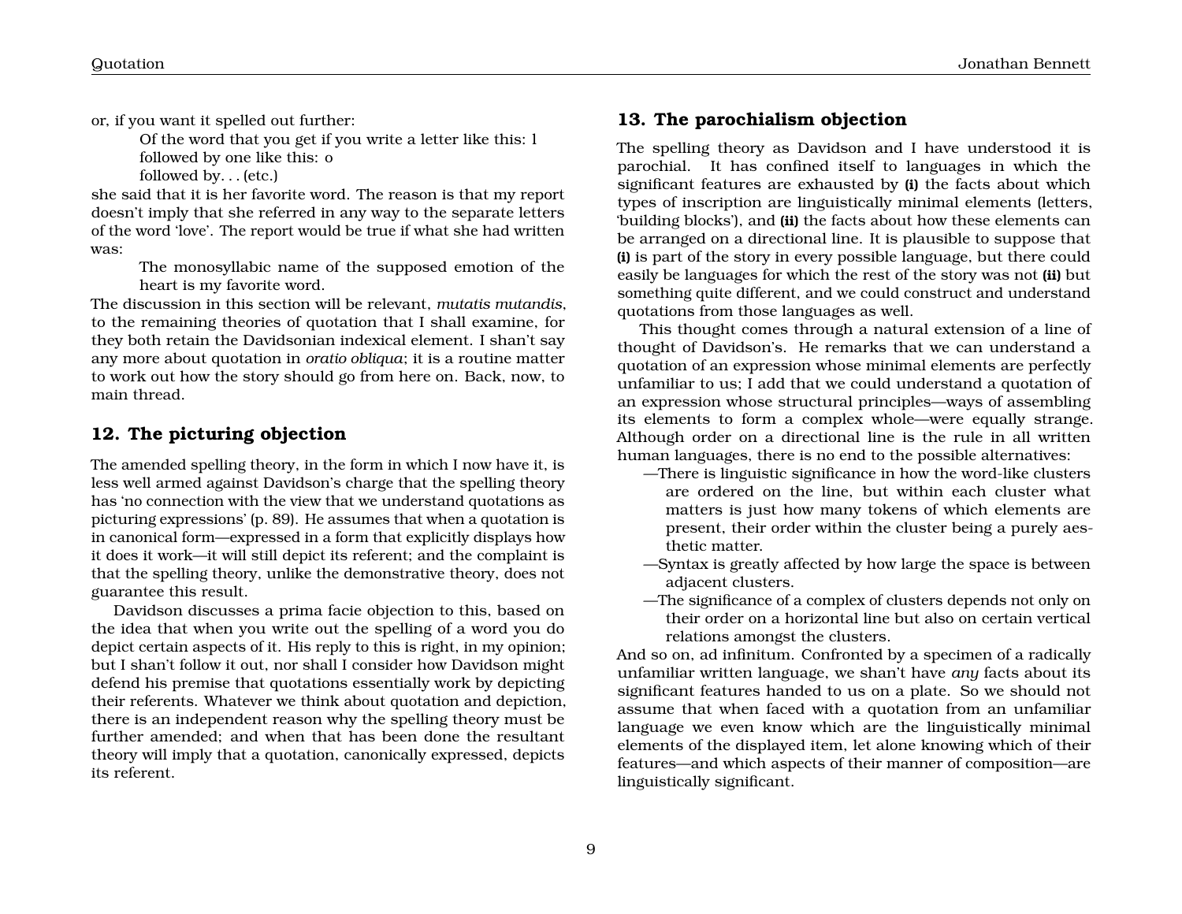or, if you want it spelled out further:

> Of the word that you get if you write a letter like this: l
> followed by one like this: o
> followed by. . . (etc.)

she said that it is her favorite word. The reason is that my report doesn't imply that she referred in any way to the separate letters of the word 'love'. The report would be true if what she had written was:

> The monosyllabic name of the supposed emotion of the heart is my favorite word.

The discussion in this section will be relevant, *mutatis mutandis*, to the remaining theories of quotation that I shall examine, for they both retain the Davidsonian indexical element. I shan't say any more about quotation in *oratio obliqua*; it is a routine matter to work out how the story should go from here on. Back, now, to main thread.

## 12. The picturing objection

The amended spelling theory, in the form in which I now have it, is less well armed against Davidson's charge that the spelling theory has 'no connection with the view that we understand quotations as picturing expressions' (p. 89). He assumes that when a quotation is in canonical form—expressed in a form that explicitly displays how it does it work—it will still depict its referent; and the complaint is that the spelling theory, unlike the demonstrative theory, does not guarantee this result.

Davidson discusses a prima facie objection to this, based on the idea that when you write out the spelling of a word you do depict certain aspects of it. His reply to this is right, in my opinion; but I shan't follow it out, nor shall I consider how Davidson might defend his premise that quotations essentially work by depicting their referents. Whatever we think about quotation and depiction, there is an independent reason why the spelling theory must be further amended; and when that has been done the resultant theory will imply that a quotation, canonically expressed, depicts its referent.

## 13. The parochialism objection

The spelling theory as Davidson and I have understood it is parochial. It has confined itself to languages in which the significant features are exhausted by **(i)** the facts about which types of inscription are linguistically minimal elements (letters, 'building blocks'), and **(ii)** the facts about how these elements can be arranged on a directional line. It is plausible to suppose that **(i)** is part of the story in every possible language, but there could easily be languages for which the rest of the story was not **(ii)** but something quite different, and we could construct and understand quotations from those languages as well.

This thought comes through a natural extension of a line of thought of Davidson's. He remarks that we can understand a quotation of an expression whose minimal elements are perfectly unfamiliar to us; I add that we could understand a quotation of an expression whose structural principles—ways of assembling its elements to form a complex whole—were equally strange. Although order on a directional line is the rule in all written human languages, there is no end to the possible alternatives:

—There is linguistic significance in how the word-like clusters are ordered on the line, but within each cluster what matters is just how many tokens of which elements are present, their order within the cluster being a purely aesthetic matter.

—Syntax is greatly affected by how large the space is between adjacent clusters.

—The significance of a complex of clusters depends not only on their order on a horizontal line but also on certain vertical relations amongst the clusters.

And so on, ad infinitum. Confronted by a specimen of a radically unfamiliar written language, we shan't have *any* facts about its significant features handed to us on a plate. So we should not assume that when faced with a quotation from an unfamiliar language we even know which are the linguistically minimal elements of the displayed item, let alone knowing which of their features—and which aspects of their manner of composition—are linguistically significant.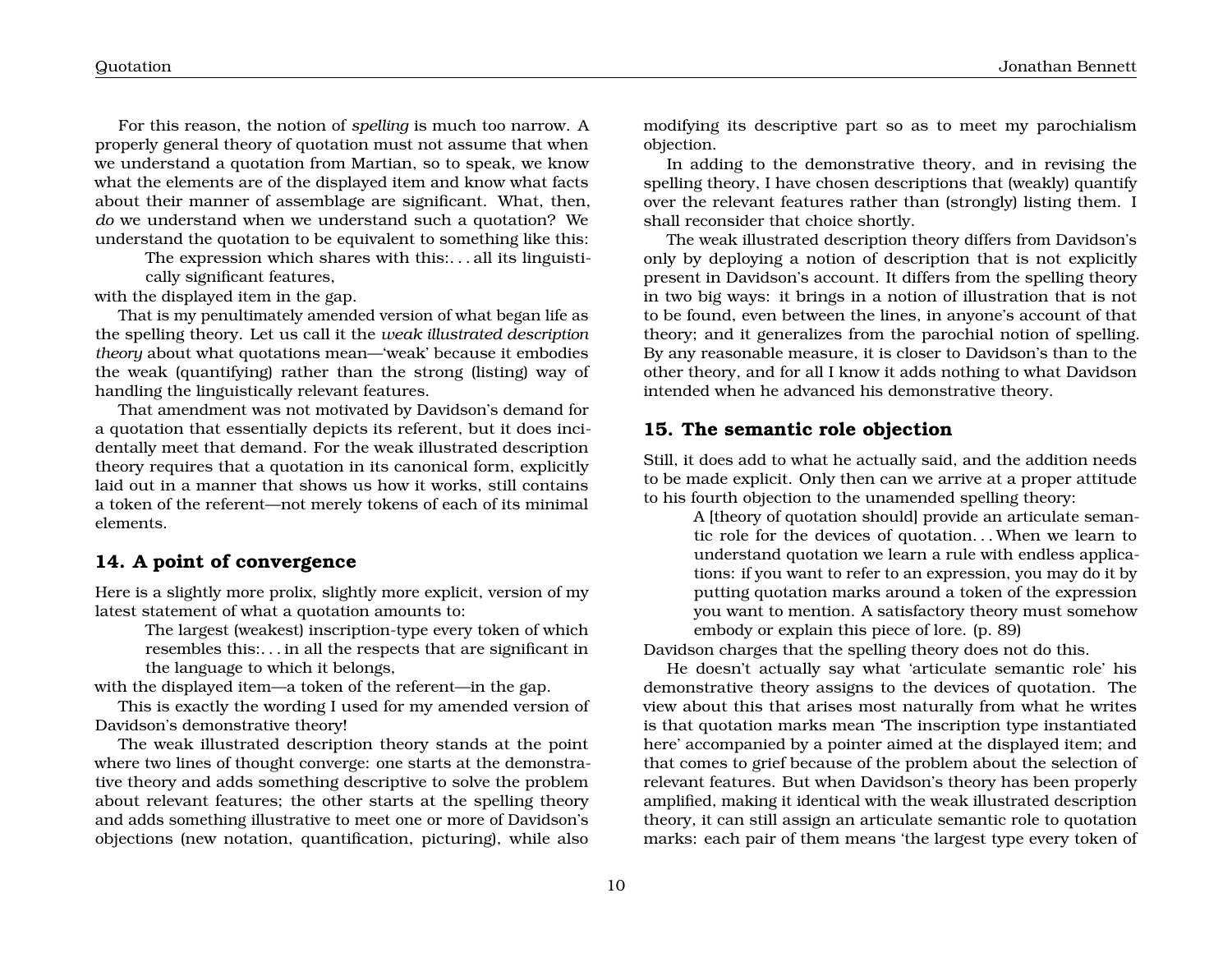For this reason, the notion of *spelling* is much too narrow. A properly general theory of quotation must not assume that when we understand a quotation from Martian, so to speak, we know what the elements are of the displayed item and know what facts about their manner of assemblage are significant. What, then, *do* we understand when we understand such a quotation? We understand the quotation to be equivalent to something like this:

> The expression which shares with this:. . . all its linguistically significant features,

with the displayed item in the gap.

That is my penultimately amended version of what began life as the spelling theory. Let us call it the *weak illustrated description theory* about what quotations mean—'weak' because it embodies the weak (quantifying) rather than the strong (listing) way of handling the linguistically relevant features.

That amendment was not motivated by Davidson's demand for a quotation that essentially depicts its referent, but it does incidentally meet that demand. For the weak illustrated description theory requires that a quotation in its canonical form, explicitly laid out in a manner that shows us how it works, still contains a token of the referent—not merely tokens of each of its minimal elements.

## 14. A point of convergence

Here is a slightly more prolix, slightly more explicit, version of my latest statement of what a quotation amounts to:

> The largest (weakest) inscription-type every token of which resembles this:. . . in all the respects that are significant in the language to which it belongs,

with the displayed item—a token of the referent—in the gap.

This is exactly the wording I used for my amended version of Davidson's demonstrative theory!

The weak illustrated description theory stands at the point where two lines of thought converge: one starts at the demonstrative theory and adds something descriptive to solve the problem about relevant features; the other starts at the spelling theory and adds something illustrative to meet one or more of Davidson's objections (new notation, quantification, picturing), while also modifying its descriptive part so as to meet my parochialism objection.

In adding to the demonstrative theory, and in revising the spelling theory, I have chosen descriptions that (weakly) quantify over the relevant features rather than (strongly) listing them. I shall reconsider that choice shortly.

The weak illustrated description theory differs from Davidson's only by deploying a notion of description that is not explicitly present in Davidson's account. It differs from the spelling theory in two big ways: it brings in a notion of illustration that is not to be found, even between the lines, in anyone's account of that theory; and it generalizes from the parochial notion of spelling. By any reasonable measure, it is closer to Davidson's than to the other theory, and for all I know it adds nothing to what Davidson intended when he advanced his demonstrative theory.

## 15. The semantic role objection

Still, it does add to what he actually said, and the addition needs to be made explicit. Only then can we arrive at a proper attitude to his fourth objection to the unamended spelling theory:

> A [theory of quotation should] provide an articulate semantic role for the devices of quotation. . . When we learn to understand quotation we learn a rule with endless applications: if you want to refer to an expression, you may do it by putting quotation marks around a token of the expression you want to mention. A satisfactory theory must somehow embody or explain this piece of lore. (p. 89)

Davidson charges that the spelling theory does not do this.

He doesn't actually say what 'articulate semantic role' his demonstrative theory assigns to the devices of quotation. The view about this that arises most naturally from what he writes is that quotation marks mean 'The inscription type instantiated here' accompanied by a pointer aimed at the displayed item; and that comes to grief because of the problem about the selection of relevant features. But when Davidson's theory has been properly amplified, making it identical with the weak illustrated description theory, it can still assign an articulate semantic role to quotation marks: each pair of them means 'the largest type every token of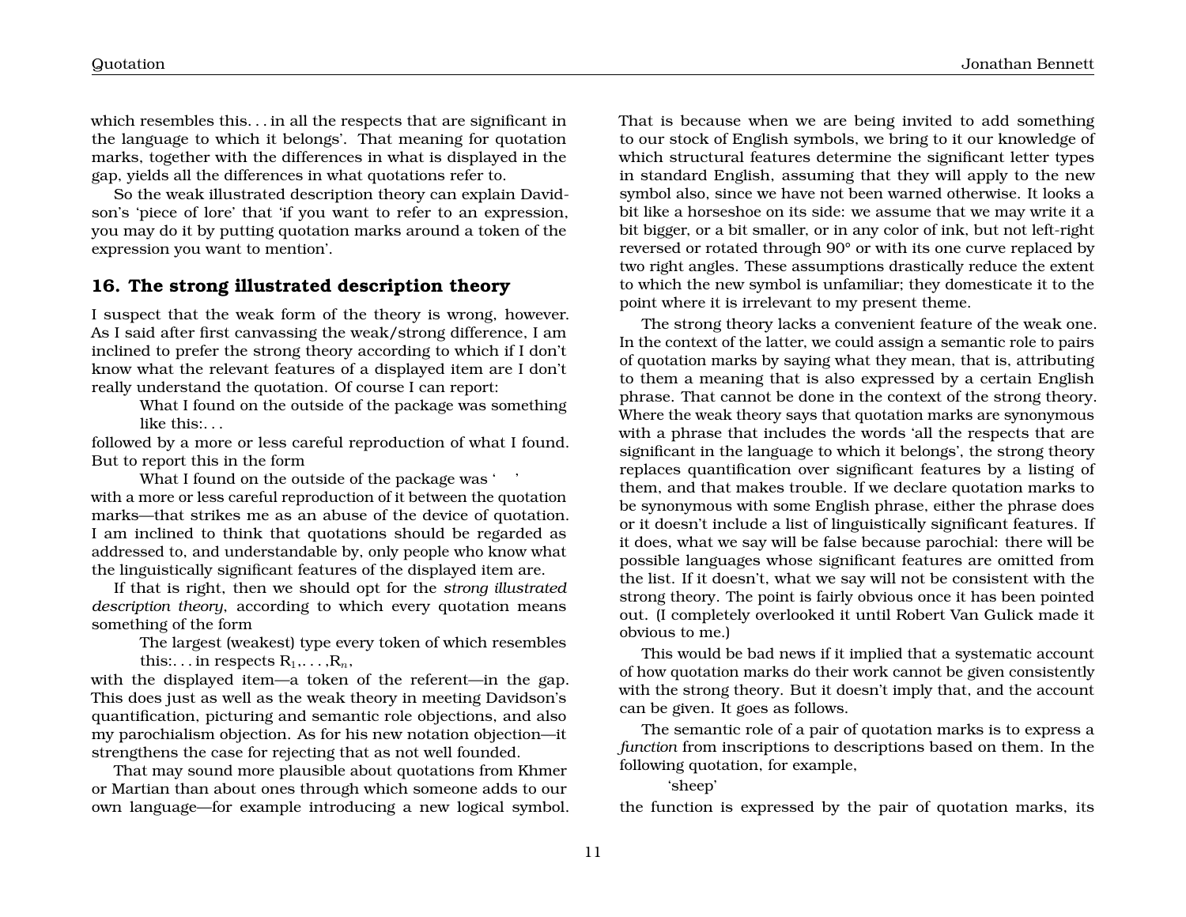which resembles this. . . in all the respects that are significant in the language to which it belongs'. That meaning for quotation marks, together with the differences in what is displayed in the gap, yields all the differences in what quotations refer to.

So the weak illustrated description theory can explain Davidson's 'piece of lore' that 'if you want to refer to an expression, you may do it by putting quotation marks around a token of the expression you want to mention'.

## 16. The strong illustrated description theory

I suspect that the weak form of the theory is wrong, however. As I said after first canvassing the weak/strong difference, I am inclined to prefer the strong theory according to which if I don't know what the relevant features of a displayed item are I don't really understand the quotation. Of course I can report:

> What I found on the outside of the package was something like this:. . .

followed by a more or less careful reproduction of what I found. But to report this in the form

> What I found on the outside of the package was '    '

with a more or less careful reproduction of it between the quotation marks—that strikes me as an abuse of the device of quotation. I am inclined to think that quotations should be regarded as addressed to, and understandable by, only people who know what the linguistically significant features of the displayed item are.

If that is right, then we should opt for the *strong illustrated description theory*, according to which every quotation means something of the form

> The largest (weakest) type every token of which resembles this:. . . in respects $R_1, \ldots, R_n$,

with the displayed item—a token of the referent—in the gap. This does just as well as the weak theory in meeting Davidson's quantification, picturing and semantic role objections, and also my parochialism objection. As for his new notation objection—it strengthens the case for rejecting that as not well founded.

That may sound more plausible about quotations from Khmer or Martian than about ones through which someone adds to our own language—for example introducing a new logical symbol. That is because when we are being invited to add something to our stock of English symbols, we bring to it our knowledge of which structural features determine the significant letter types in standard English, assuming that they will apply to the new symbol also, since we have not been warned otherwise. It looks a bit like a horseshoe on its side: we assume that we may write it a bit bigger, or a bit smaller, or in any color of ink, but not left-right reversed or rotated through 90° or with its one curve replaced by two right angles. These assumptions drastically reduce the extent to which the new symbol is unfamiliar; they domesticate it to the point where it is irrelevant to my present theme.

The strong theory lacks a convenient feature of the weak one. In the context of the latter, we could assign a semantic role to pairs of quotation marks by saying what they mean, that is, attributing to them a meaning that is also expressed by a certain English phrase. That cannot be done in the context of the strong theory. Where the weak theory says that quotation marks are synonymous with a phrase that includes the words 'all the respects that are significant in the language to which it belongs', the strong theory replaces quantification over significant features by a listing of them, and that makes trouble. If we declare quotation marks to be synonymous with some English phrase, either the phrase does or it doesn't include a list of linguistically significant features. If it does, what we say will be false because parochial: there will be possible languages whose significant features are omitted from the list. If it doesn't, what we say will not be consistent with the strong theory. The point is fairly obvious once it has been pointed out. (I completely overlooked it until Robert Van Gulick made it obvious to me.)

This would be bad news if it implied that a systematic account of how quotation marks do their work cannot be given consistently with the strong theory. But it doesn't imply that, and the account can be given. It goes as follows.

The semantic role of a pair of quotation marks is to express a *function* from inscriptions to descriptions based on them. In the following quotation, for example,

> 'sheep'

the function is expressed by the pair of quotation marks, its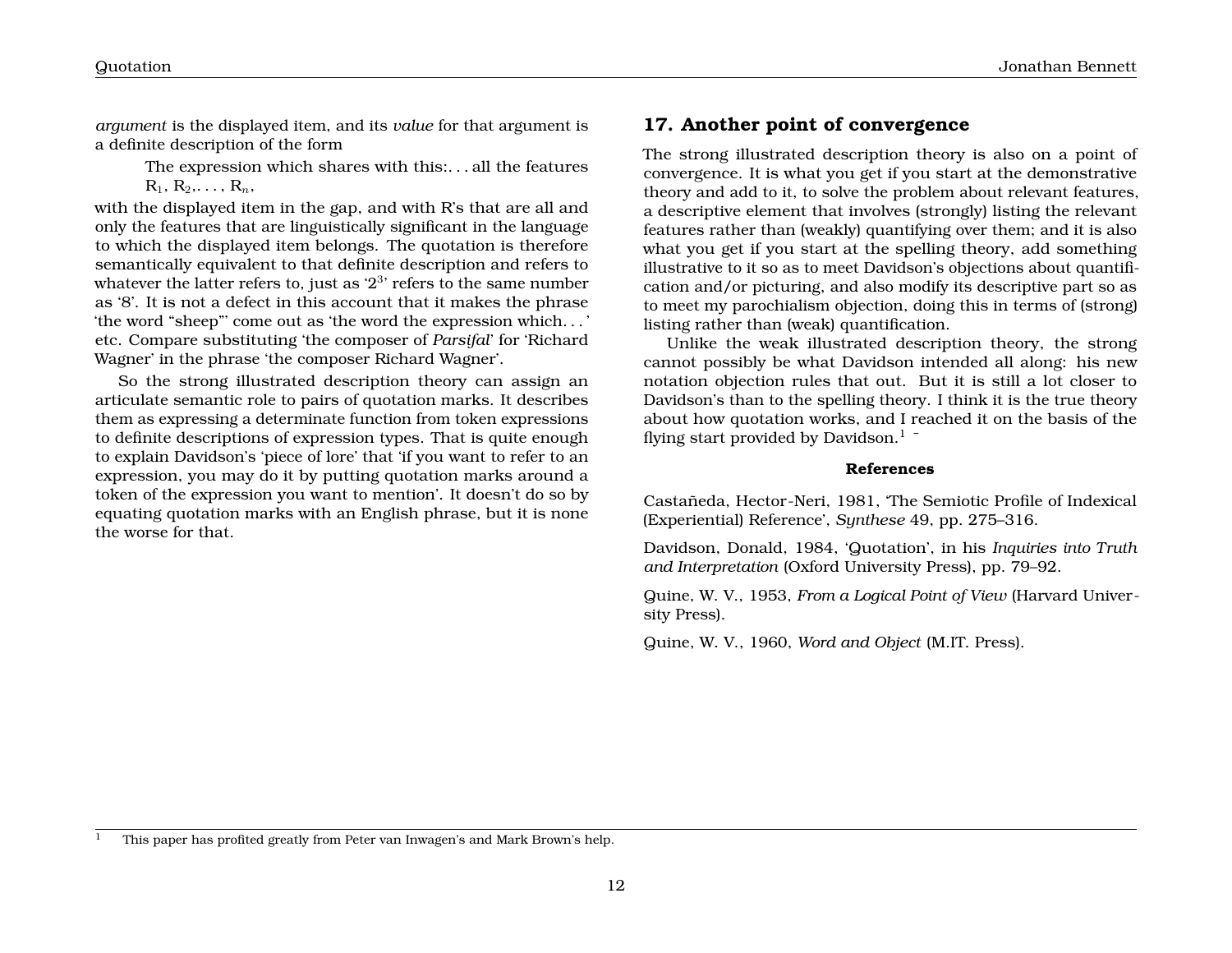*argument* is the displayed item, and its *value* for that argument is a definite description of the form

> The expression which shares with this:. . . all the features $R_1, R_2, \ldots, R_n$,

with the displayed item in the gap, and with R's that are all and only the features that are linguistically significant in the language to which the displayed item belongs. The quotation is therefore semantically equivalent to that definite description and refers to whatever the latter refers to, just as '$2^3$' refers to the same number as '8'. It is not a defect in this account that it makes the phrase 'the word "sheep"' come out as 'the word the expression which. . . ' etc. Compare substituting 'the composer of *Parsifal*' for 'Richard Wagner' in the phrase 'the composer Richard Wagner'.

So the strong illustrated description theory can assign an articulate semantic role to pairs of quotation marks. It describes them as expressing a determinate function from token expressions to definite descriptions of expression types. That is quite enough to explain Davidson's 'piece of lore' that 'if you want to refer to an expression, you may do it by putting quotation marks around a token of the expression you want to mention'. It doesn't do so by equating quotation marks with an English phrase, but it is none the worse for that.

## 17. Another point of convergence

The strong illustrated description theory is also on a point of convergence. It is what you get if you start at the demonstrative theory and add to it, to solve the problem about relevant features, a descriptive element that involves (strongly) listing the relevant features rather than (weakly) quantifying over them; and it is also what you get if you start at the spelling theory, add something illustrative to it so as to meet Davidson's objections about quantification and/or picturing, and also modify its descriptive part so as to meet my parochialism objection, doing this in terms of (strong) listing rather than (weak) quantification.

Unlike the weak illustrated description theory, the strong cannot possibly be what Davidson intended all along: his new notation objection rules that out. But it is still a lot closer to Davidson's than to the spelling theory. I think it is the true theory about how quotation works, and I reached it on the basis of the flying start provided by Davidson.[1]

### References

Castañeda, Hector-Neri, 1981, 'The Semiotic Profile of Indexical (Experiential) Reference', *Synthese* 49, pp. 275–316.

Davidson, Donald, 1984, 'Quotation', in his *Inquiries into Truth and Interpretation* (Oxford University Press), pp. 79–92.

Quine, W. V., 1953, *From a Logical Point of View* (Harvard University Press).

Quine, W. V., 1960, *Word and Object* (M.IT. Press).

---

[1] This paper has profited greatly from Peter van Inwagen's and Mark Brown's help.